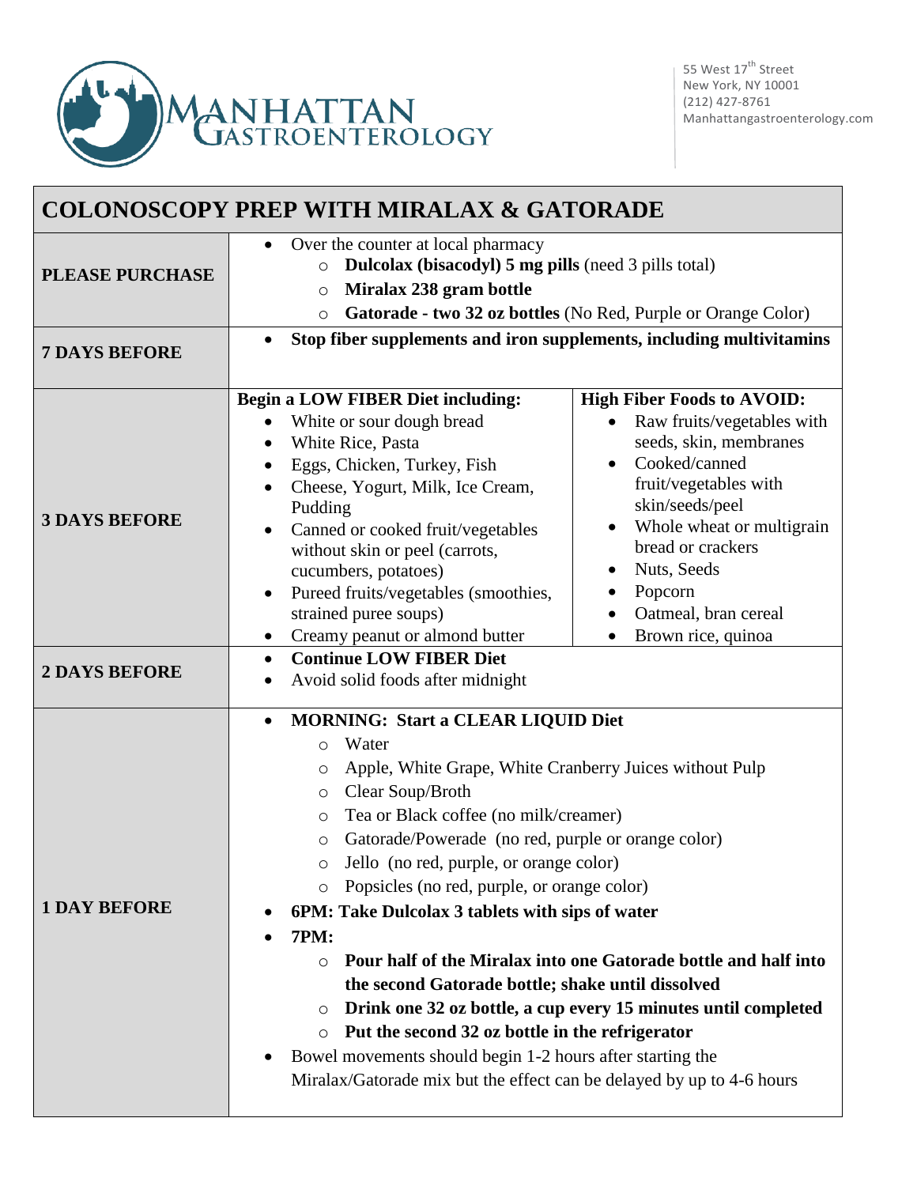# MANHATTAN GASTROENTEROLOGY

55 West 17th Street
New York, NY 10001
(212) 427-8761
Manhattangastroenterology.com

## COLONOSCOPY PREP WITH MIRALAX & GATORADE

| | | |
|---|---|---|
| **PLEASE PURCHASE** | • Over the counter at local pharmacy<br>○ **Dulcolax (bisacodyl) 5 mg pills** (need 3 pills total)<br>○ **Miralax 238 gram bottle**<br>○ **Gatorade - two 32 oz bottles** (No Red, Purple or Orange Color) | |
| **7 DAYS BEFORE** | • **Stop fiber supplements and iron supplements, including multivitamins** | |
| **3 DAYS BEFORE** | **Begin a LOW FIBER Diet including:**<br>• White or sour dough bread<br>• White Rice, Pasta<br>• Eggs, Chicken, Turkey, Fish<br>• Cheese, Yogurt, Milk, Ice Cream, Pudding<br>• Canned or cooked fruit/vegetables without skin or peel (carrots, cucumbers, potatoes)<br>• Pureed fruits/vegetables (smoothies, strained puree soups)<br>• Creamy peanut or almond butter | **High Fiber Foods to AVOID:**<br>• Raw fruits/vegetables with seeds, skin, membranes<br>• Cooked/canned fruit/vegetables with skin/seeds/peel<br>• Whole wheat or multigrain bread or crackers<br>• Nuts, Seeds<br>• Popcorn<br>• Oatmeal, bran cereal<br>• Brown rice, quinoa |
| **2 DAYS BEFORE** | • **Continue LOW FIBER Diet**<br>• Avoid solid foods after midnight | |
| **1 DAY BEFORE** | • **MORNING: Start a CLEAR LIQUID Diet**<br>○ Water<br>○ Apple, White Grape, White Cranberry Juices without Pulp<br>○ Clear Soup/Broth<br>○ Tea or Black coffee (no milk/creamer)<br>○ Gatorade/Powerade (no red, purple or orange color)<br>○ Jello (no red, purple, or orange color)<br>○ Popsicles (no red, purple, or orange color)<br>• **6PM: Take Dulcolax 3 tablets with sips of water**<br>• **7PM:**<br>○ **Pour half of the Miralax into one Gatorade bottle and half into the second Gatorade bottle; shake until dissolved**<br>○ **Drink one 32 oz bottle, a cup every 15 minutes until completed**<br>○ **Put the second 32 oz bottle in the refrigerator**<br>• Bowel movements should begin 1-2 hours after starting the Miralax/Gatorade mix but the effect can be delayed by up to 4-6 hours | |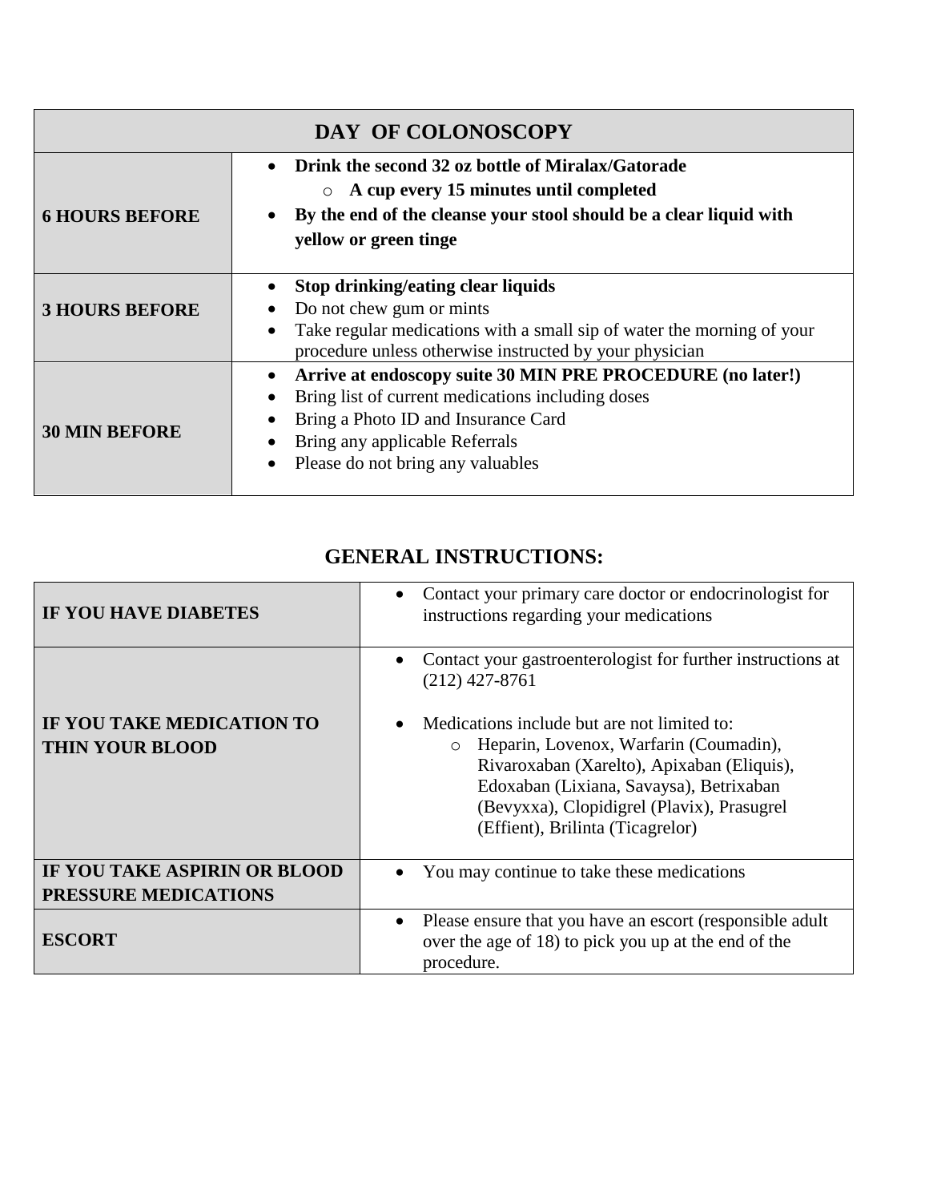| DAY OF COLONOSCOPY | |
|---|---|
| **6 HOURS BEFORE** | • **Drink the second 32 oz bottle of Miralax/Gatorade**<br>  ○ **A cup every 15 minutes until completed**<br>• **By the end of the cleanse your stool should be a clear liquid with yellow or green tinge** |
| **3 HOURS BEFORE** | • **Stop drinking/eating clear liquids**<br>• Do not chew gum or mints<br>• Take regular medications with a small sip of water the morning of your procedure unless otherwise instructed by your physician |
| **30 MIN BEFORE** | • **Arrive at endoscopy suite 30 MIN PRE PROCEDURE (no later!)**<br>• Bring list of current medications including doses<br>• Bring a Photo ID and Insurance Card<br>• Bring any applicable Referrals<br>• Please do not bring any valuables |

## GENERAL INSTRUCTIONS:

| | |
|---|---|
| **IF YOU HAVE DIABETES** | • Contact your primary care doctor or endocrinologist for instructions regarding your medications |
| **IF YOU TAKE MEDICATION TO THIN YOUR BLOOD** | • Contact your gastroenterologist for further instructions at (212) 427-8761<br>• Medications include but are not limited to:<br>  ○ Heparin, Lovenox, Warfarin (Coumadin), Rivaroxaban (Xarelto), Apixaban (Eliquis), Edoxaban (Lixiana, Savaysa), Betrixaban (Bevyxxa), Clopidigrel (Plavix), Prasugrel (Effient), Brilinta (Ticagrelor) |
| **IF YOU TAKE ASPIRIN OR BLOOD PRESSURE MEDICATIONS** | • You may continue to take these medications |
| **ESCORT** | • Please ensure that you have an escort (responsible adult over the age of 18) to pick you up at the end of the procedure. |